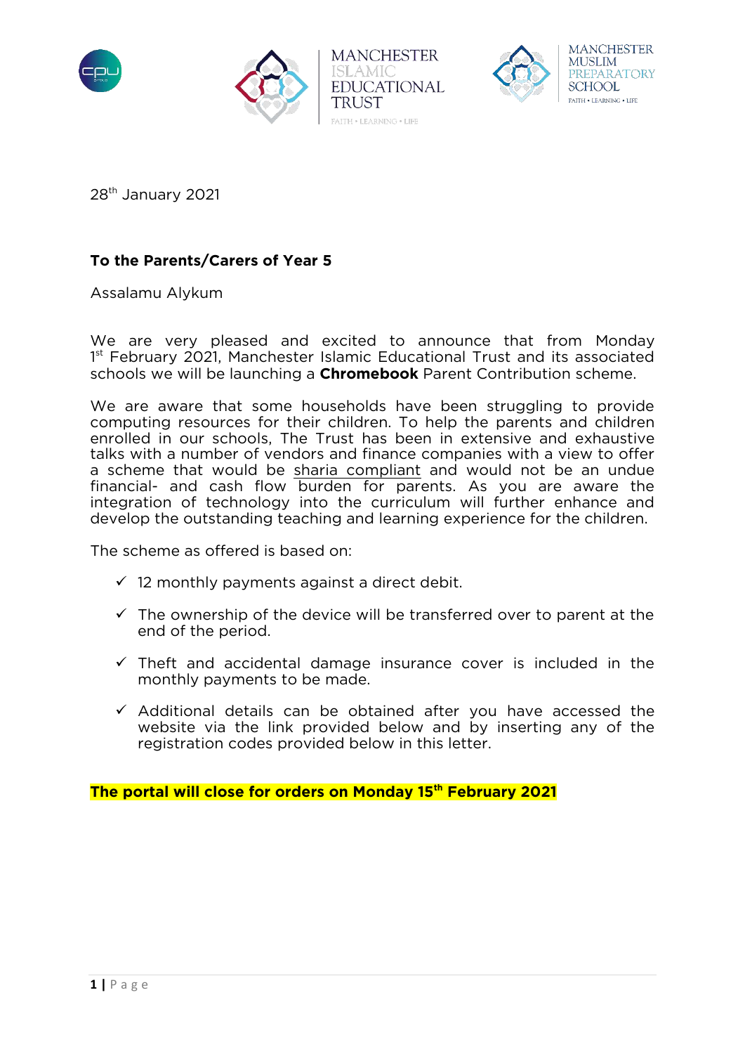MANCHESTER ISLAMIC EDUCATIONAL TRUST

FAITH • LEARNING • LIFE

MANCHESTER MUSLIM PREPARATORY SCHOOL

FAITH • LEARNING • LIFE

28th January 2021

**To the Parents/Carers of Year 5**

Assalamu Alykum

We are very pleased and excited to announce that from Monday 1st February 2021, Manchester Islamic Educational Trust and its associated schools we will be launching a **Chromebook** Parent Contribution scheme.

We are aware that some households have been struggling to provide computing resources for their children. To help the parents and children enrolled in our schools, The Trust has been in extensive and exhaustive talks with a number of vendors and finance companies with a view to offer a scheme that would be sharia compliant and would not be an undue financial- and cash flow burden for parents. As you are aware the integration of technology into the curriculum will further enhance and develop the outstanding teaching and learning experience for the children.

The scheme as offered is based on:

- ✓ 12 monthly payments against a direct debit.
- ✓ The ownership of the device will be transferred over to parent at the end of the period.
- ✓ Theft and accidental damage insurance cover is included in the monthly payments to be made.
- ✓ Additional details can be obtained after you have accessed the website via the link provided below and by inserting any of the registration codes provided below in this letter.

**The portal will close for orders on Monday 15th February 2021**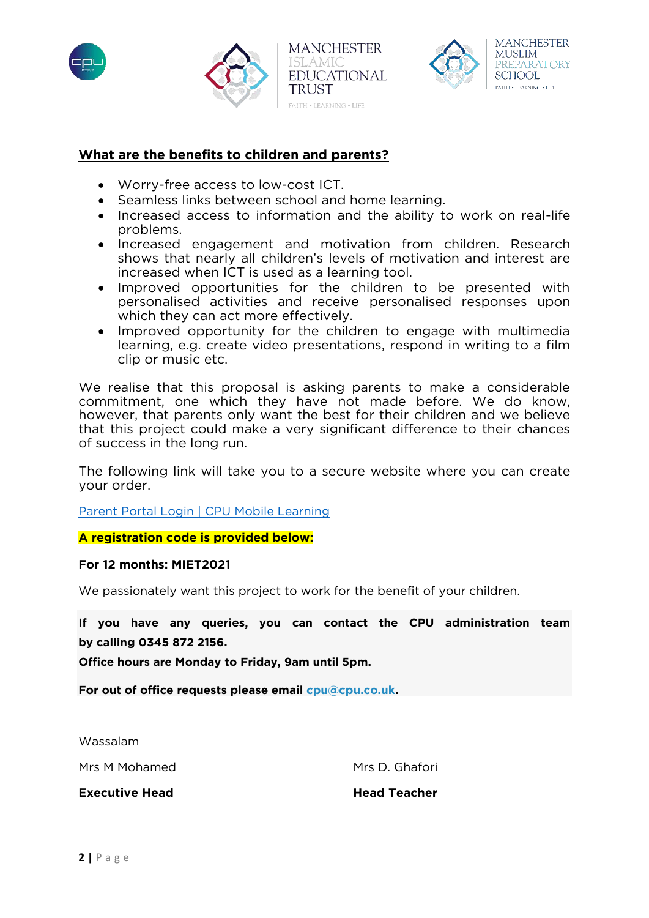**What are the benefits to children and parents?**

- Worry-free access to low-cost ICT.
- Seamless links between school and home learning.
- Increased access to information and the ability to work on real-life problems.
- Increased engagement and motivation from children. Research shows that nearly all children's levels of motivation and interest are increased when ICT is used as a learning tool.
- Improved opportunities for the children to be presented with personalised activities and receive personalised responses upon which they can act more effectively.
- Improved opportunity for the children to engage with multimedia learning, e.g. create video presentations, respond in writing to a film clip or music etc.

We realise that this proposal is asking parents to make a considerable commitment, one which they have not made before. We do know, however, that parents only want the best for their children and we believe that this project could make a very significant difference to their chances of success in the long run.

The following link will take you to a secure website where you can create your order.

[Parent Portal Login | CPU Mobile Learning]

**A registration code is provided below:**

**For 12 months: MIET2021**

We passionately want this project to work for the benefit of your children.

**If you have any queries, you can contact the CPU administration team by calling 0345 872 2156.**

**Office hours are Monday to Friday, 9am until 5pm.**

**For out of office requests please email cpu@cpu.co.uk.**

Wassalam

Mrs M Mohamed

**Executive Head**

Mrs D. Ghafori

**Head Teacher**